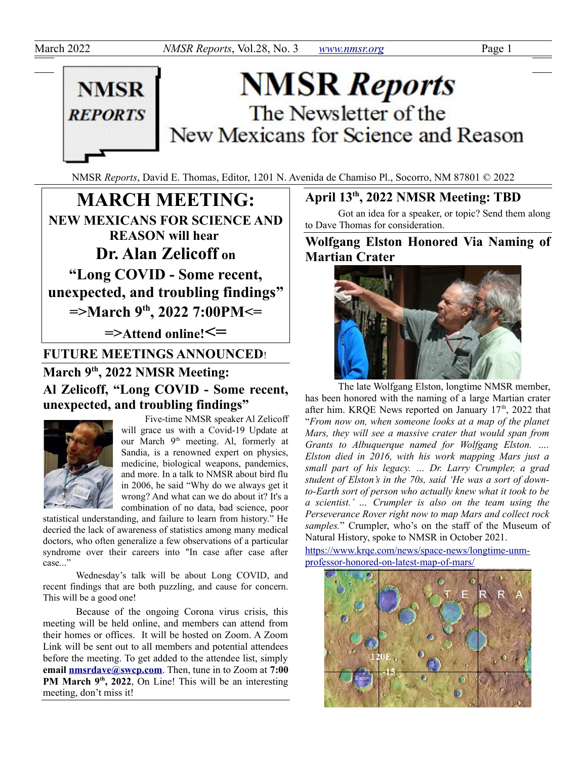# NMSR *Reports*

The Newsletter of the New Mexicans for Science and Reason

NMSR *Reports*, David E. Thomas, Editor, 1201 N. Avenida de Chamiso Pl., Socorro, NM 87801 © 2022

## MARCH MEETING:

**NEW MEXICANS FOR SCIENCE AND REASON will hear**

**Dr. Alan Zelicoff on**

**"Long COVID - Some recent, unexpected, and troubling findings"**

**=>March 9th, 2022 7:00PM<=**

**=>Attend online!<=**

## FUTURE MEETINGS ANNOUNCED!

### March 9th, 2022 NMSR Meeting: Al Zelicoff, "Long COVID - Some recent, unexpected, and troubling findings"

Five-time NMSR speaker Al Zelicoff will grace us with a Covid-19 Update at our March 9th meeting. Al, formerly at Sandia, is a renowned expert on physics, medicine, biological weapons, pandemics, and more. In a talk to NMSR about bird flu in 2006, he said "Why do we always get it wrong? And what can we do about it? It's a combination of no data, bad science, poor statistical understanding, and failure to learn from history." He decried the lack of awareness of statistics among many medical doctors, who often generalize a few observations of a particular syndrome over their careers into "In case after case after case..."

Wednesday's talk will be about Long COVID, and recent findings that are both puzzling, and cause for concern. This will be a good one!

Because of the ongoing Corona virus crisis, this meeting will be held online, and members can attend from their homes or offices. It will be hosted on Zoom. A Zoom Link will be sent out to all members and potential attendees before the meeting. To get added to the attendee list, simply **email nmsrdave@swcp.com**. Then, tune in to Zoom at **7:00 PM March 9th, 2022**, On Line! This will be an interesting meeting, don't miss it!

### April 13th, 2022 NMSR Meeting: TBD

Got an idea for a speaker, or topic? Send them along to Dave Thomas for consideration.

### Wolfgang Elston Honored Via Naming of Martian Crater

The late Wolfgang Elston, longtime NMSR member, has been honored with the naming of a large Martian crater after him. KRQE News reported on January 17th, 2022 that "*From now on, when someone looks at a map of the planet Mars, they will see a massive crater that would span from Grants to Albuquerque named for Wolfgang Elston. .... Elston died in 2016, with his work mapping Mars just a small part of his legacy. ... Dr. Larry Crumpler, a grad student of Elston's in the 70s, said 'He was a sort of down-to-Earth sort of person who actually knew what it took to be a scientist.' ... Crumpler is also on the team using the Perseverance Rover right now to map Mars and collect rock samples.*" Crumpler, who's on the staff of the Museum of Natural History, spoke to NMSR in October 2021.

https://www.krqe.com/news/space-news/longtime-unm-professor-honored-on-latest-map-of-mars/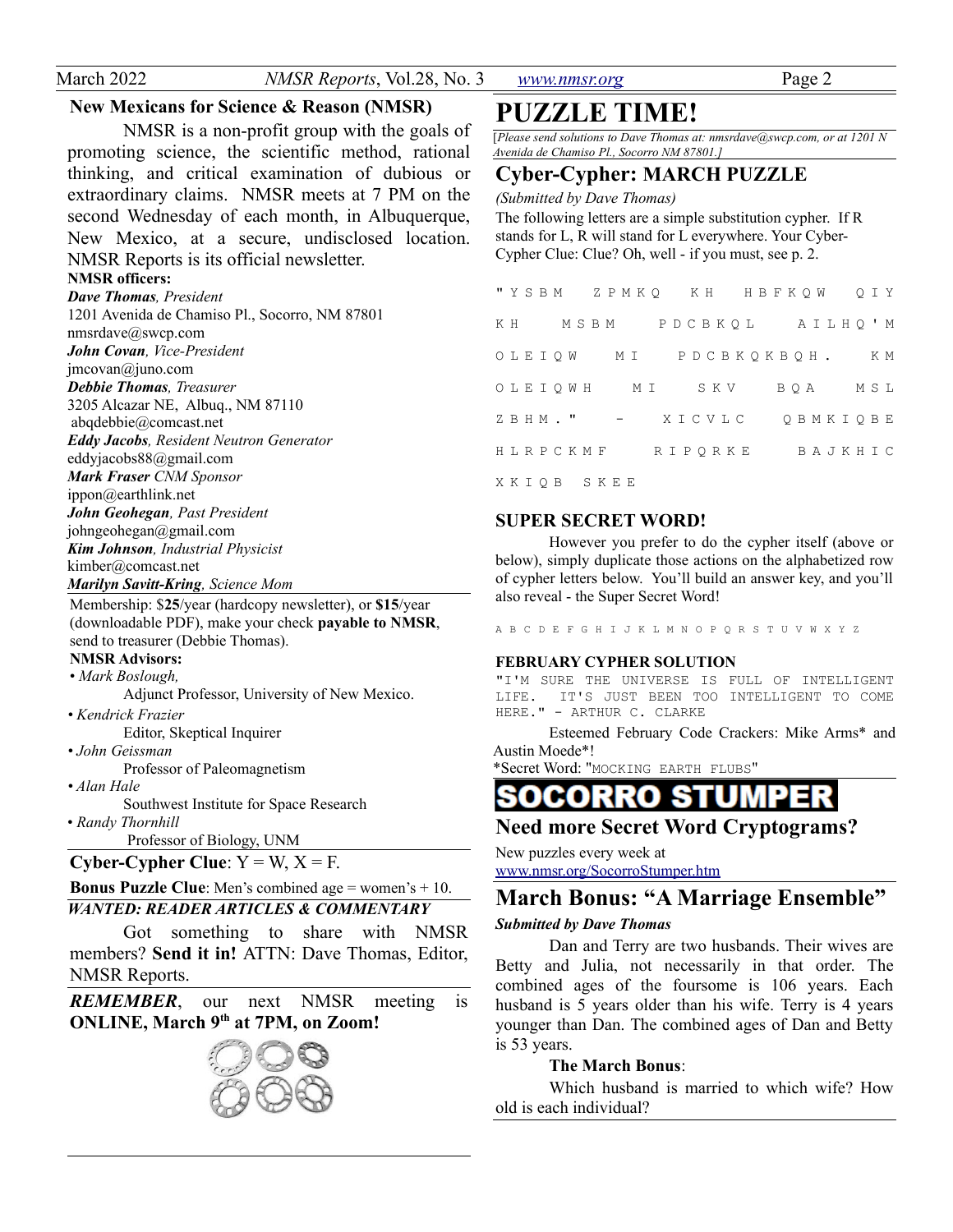## New Mexicans for Science & Reason (NMSR)

NMSR is a non-profit group with the goals of promoting science, the scientific method, rational thinking, and critical examination of dubious or extraordinary claims. NMSR meets at 7 PM on the second Wednesday of each month, in Albuquerque, New Mexico, at a secure, undisclosed location. NMSR Reports is its official newsletter.

**NMSR officers:**

***Dave Thomas**, President*
1201 Avenida de Chamiso Pl., Socorro, NM 87801
nmsrdave@swcp.com

***John Covan**, Vice-President*
jmcovan@juno.com

***Debbie Thomas**, Treasurer*
3205 Alcazar NE, Albuq., NM 87110
abqdebbie@comcast.net

***Eddy Jacobs**, Resident Neutron Generator*
eddyjacobs88@gmail.com

***Mark Fraser** CNM Sponsor*
ippon@earthlink.net

***John Geohegan**, Past President*
johngeohegan@gmail.com

***Kim Johnson**, Industrial Physicist*
kimber@comcast.net

***Marilyn Savitt-Kring**, Science Mom*

Membership: $**25**/year (hardcopy newsletter), or $**15**/year (downloadable PDF), make your check **payable to NMSR**, send to treasurer (Debbie Thomas).

**NMSR Advisors:**

- *Mark Boslough,* Adjunct Professor, University of New Mexico.
- *Kendrick Frazier* Editor, Skeptical Inquirer
- *John Geissman* Professor of Paleomagnetism
- *Alan Hale* Southwest Institute for Space Research
- *Randy Thornhill* Professor of Biology, UNM

**Cyber-Cypher Clue**: Y = W, X = F.

**Bonus Puzzle Clue**: Men's combined age = women's + 10.

***WANTED: READER ARTICLES & COMMENTARY***

Got something to share with NMSR members? **Send it in!** ATTN: Dave Thomas, Editor, NMSR Reports.

***REMEMBER***, our next NMSR meeting is **ONLINE, March 9th at 7PM, on Zoom!**

# PUZZLE TIME!

[*Please send solutions to Dave Thomas at: nmsrdave@swcp.com, or at 1201 N Avenida de Chamiso Pl., Socorro NM 87801.]*

## Cyber-Cypher: MARCH PUZZLE

*(Submitted by Dave Thomas)*

The following letters are a simple substitution cypher. If R stands for L, R will stand for L everywhere. Your Cyber-Cypher Clue: Clue? Oh, well - if you must, see p. 2.

```
"YSBM ZPMKQ KH HBFKQW QIY KH MSBM PDCBKQL AILHQ'M OLEIQW MI PDCBKQKBQH. KM OLEIQWH MI SKV BQA MSL ZBHM." - XICVLC QBMKIQBE HLRPCKMF RIPQRKE BAJKHIC XKIQB SKEE
```

### SUPER SECRET WORD!

However you prefer to do the cypher itself (above or below), simply duplicate those actions on the alphabetized row of cypher letters below. You'll build an answer key, and you'll also reveal - the Super Secret Word!

```
A B C D E F G H I J K L M N O P Q R S T U V W X Y Z
```

### FEBRUARY CYPHER SOLUTION

```
"I'M SURE THE UNIVERSE IS FULL OF INTELLIGENT LIFE. IT'S JUST BEEN TOO INTELLIGENT TO COME HERE." - ARTHUR C. CLARKE
```

Esteemed February Code Crackers: Mike Arms* and Austin Moede*!

*Secret Word: "MOCKING EARTH FLUBS"

## SOCORRO STUMPER

### Need more Secret Word Cryptograms?

New puzzles every week at
www.nmsr.org/SocorroStumper.htm

## March Bonus: "A Marriage Ensemble"

***Submitted by Dave Thomas***

Dan and Terry are two husbands. Their wives are Betty and Julia, not necessarily in that order. The combined ages of the foursome is 106 years. Each husband is 5 years older than his wife. Terry is 4 years younger than Dan. The combined ages of Dan and Betty is 53 years.

**The March Bonus**:

Which husband is married to which wife? How old is each individual?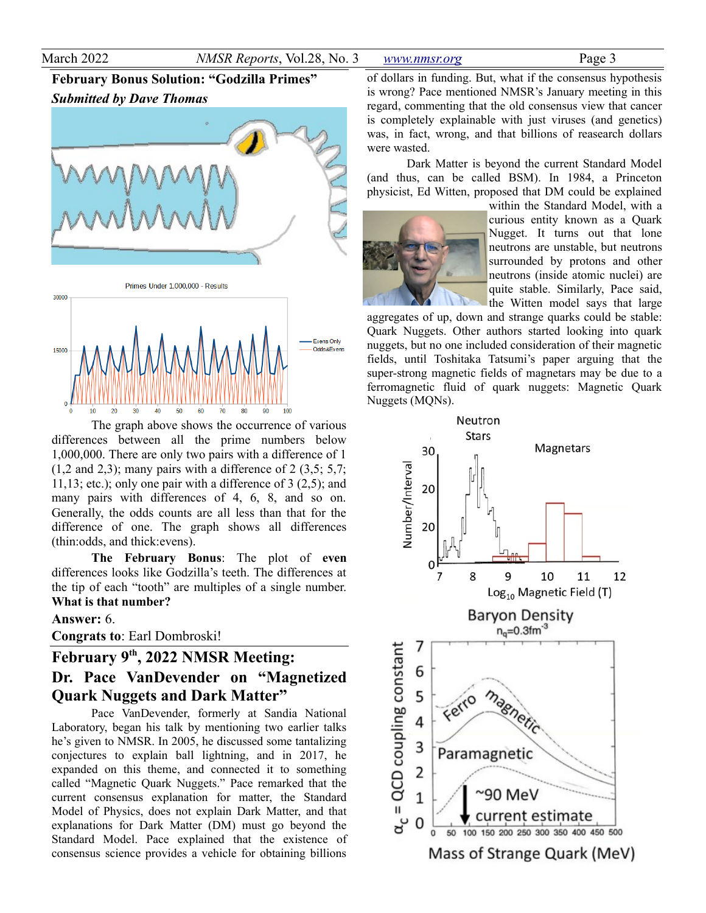## February Bonus Solution: "Godzilla Primes"

***Submitted by Dave Thomas***

The graph above shows the occurrence of various differences between all the prime numbers below 1,000,000. There are only two pairs with a difference of 1 (1,2 and 2,3); many pairs with a difference of 2 (3,5; 5,7; 11,13; etc.); only one pair with a difference of 3 (2,5); and many pairs with differences of 4, 6, 8, and so on. Generally, the odds counts are all less than that for the difference of one. The graph shows all differences (thin:odds, and thick:evens).

**The February Bonus**: The plot of **even** differences looks like Godzilla's teeth. The differences at the tip of each "tooth" are multiples of a single number. **What is that number?**

**Answer:** 6.

**Congrats to**: Earl Dombroski!

## February 9th, 2022 NMSR Meeting: Dr. Pace VanDevender on "Magnetized Quark Nuggets and Dark Matter"

Pace VanDevender, formerly at Sandia National Laboratory, began his talk by mentioning two earlier talks he's given to NMSR. In 2005, he discussed some tantalizing conjectures to explain ball lightning, and in 2017, he expanded on this theme, and connected it to something called "Magnetic Quark Nuggets." Pace remarked that the current consensus explanation for matter, the Standard Model of Physics, does not explain Dark Matter, and that explanations for Dark Matter (DM) must go beyond the Standard Model. Pace explained that the existence of consensus science provides a vehicle for obtaining billions of dollars in funding. But, what if the consensus hypothesis is wrong? Pace mentioned NMSR's January meeting in this regard, commenting that the old consensus view that cancer is completely explainable with just viruses (and genetics) was, in fact, wrong, and that billions of reasearch dollars were wasted.

Dark Matter is beyond the current Standard Model (and thus, can be called BSM). In 1984, a Princeton physicist, Ed Witten, proposed that DM could be explained within the Standard Model, with a curious entity known as a Quark Nugget. It turns out that lone neutrons are unstable, but neutrons surrounded by protons and other neutrons (inside atomic nuclei) are quite stable. Similarly, Pace said, the Witten model says that large aggregates of up, down and strange quarks could be stable: Quark Nuggets. Other authors started looking into quark nuggets, but no one included consideration of their magnetic fields, until Toshitaka Tatsumi's paper arguing that the super-strong magnetic fields of magnetars may be due to a ferromagnetic fluid of quark nuggets: Magnetic Quark Nuggets (MQNs).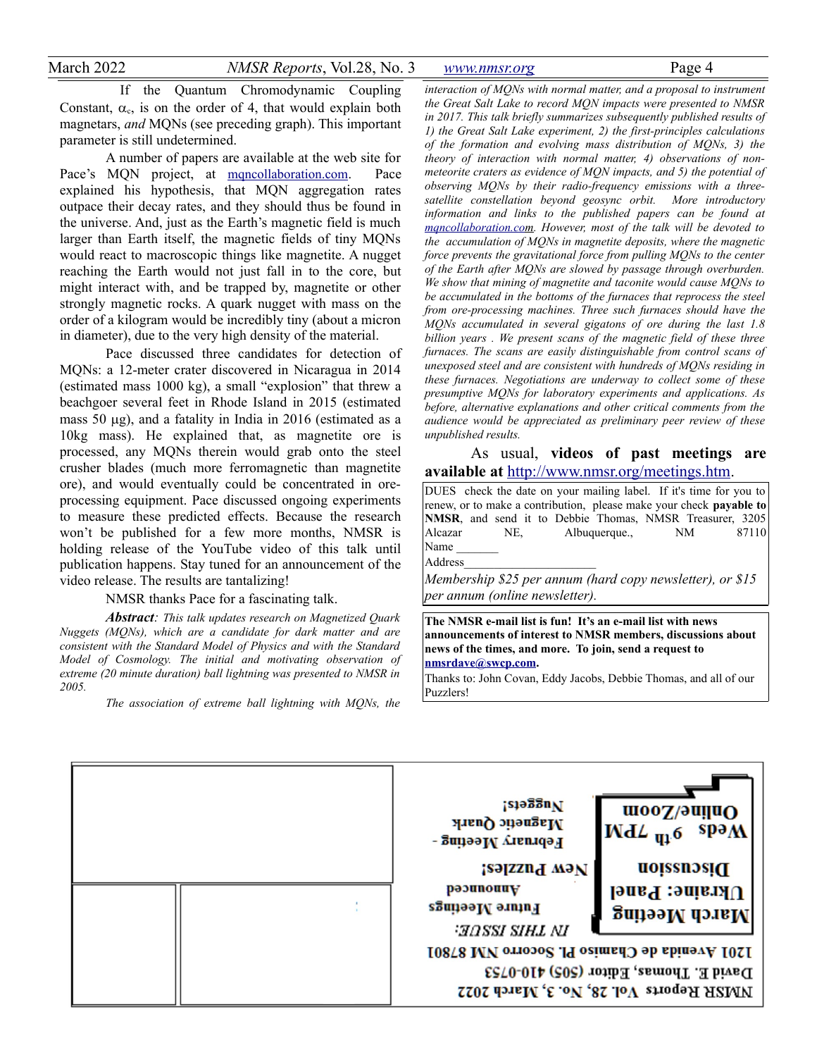If the Quantum Chromodynamic Coupling Constant, $\alpha_c$, is on the order of 4, that would explain both magnetars, *and* MQNs (see preceding graph). This important parameter is still undetermined.

A number of papers are available at the web site for Pace's MQN project, at mqncollaboration.com. Pace explained his hypothesis, that MQN aggregation rates outpace their decay rates, and they should thus be found in the universe. And, just as the Earth's magnetic field is much larger than Earth itself, the magnetic fields of tiny MQNs would react to macroscopic things like magnetite. A nugget reaching the Earth would not just fall in to the core, but might interact with, and be trapped by, magnetite or other strongly magnetic rocks. A quark nugget with mass on the order of a kilogram would be incredibly tiny (about a micron in diameter), due to the very high density of the material.

Pace discussed three candidates for detection of MQNs: a 12-meter crater discovered in Nicaragua in 2014 (estimated mass 1000 kg), a small "explosion" that threw a beachgoer several feet in Rhode Island in 2015 (estimated mass 50 μg), and a fatality in India in 2016 (estimated as a 10kg mass). He explained that, as magnetite ore is processed, any MQNs therein would grab onto the steel crusher blades (much more ferromagnetic than magnetite ore), and would eventually could be concentrated in ore-processing equipment. Pace discussed ongoing experiments to measure these predicted effects. Because the research won't be published for a few more months, NMSR is holding release of the YouTube video of this talk until publication happens. Stay tuned for an announcement of the video release. The results are tantalizing!

NMSR thanks Pace for a fascinating talk.

***Abstract****: This talk updates research on Magnetized Quark Nuggets (MQNs), which are a candidate for dark matter and are consistent with the Standard Model of Physics and with the Standard Model of Cosmology. The initial and motivating observation of extreme (20 minute duration) ball lightning was presented to NMSR in 2005.*

*The association of extreme ball lightning with MQNs, the interaction of MQNs with normal matter, and a proposal to instrument the Great Salt Lake to record MQN impacts were presented to NMSR in 2017. This talk briefly summarizes subsequently published results of 1) the Great Salt Lake experiment, 2) the first-principles calculations of the formation and evolving mass distribution of MQNs, 3) the theory of interaction with normal matter, 4) observations of non-meteorite craters as evidence of MQN impacts, and 5) the potential of observing MQNs by their radio-frequency emissions with a three-satellite constellation beyond geosync orbit. More introductory information and links to the published papers can be found at mqncollaboration.com. However, most of the talk will be devoted to the accumulation of MQNs in magnetite deposits, where the magnetic force prevents the gravitational force from pulling MQNs to the center of the Earth after MQNs are slowed by passage through overburden. We show that mining of magnetite and taconite would cause MQNs to be accumulated in the bottoms of the furnaces that reprocess the steel from ore-processing machines. Three such furnaces should have the MQNs accumulated in several gigatons of ore during the last 1.8 billion years . We present scans of the magnetic field of these three furnaces. The scans are easily distinguishable from control scans of unexposed steel and are consistent with hundreds of MQNs residing in these furnaces. Negotiations are underway to collect some of these presumptive MQNs for laboratory experiments and applications. As before, alternative explanations and other critical comments from the audience would be appreciated as preliminary peer review of these unpublished results.*

As usual, **videos of past meetings are available at** http://www.nmsr.org/meetings.htm.

DUES check the date on your mailing label. If it's time for you to renew, or to make a contribution, please make your check **payable to NMSR**, and send it to Debbie Thomas, NMSR Treasurer, 3205 Alcazar NE, Albuquerque., NM 87110

Name _______

Address______________________

*Membership $25 per annum (hard copy newsletter), or $15 per annum (online newsletter).*

**The NMSR e-mail list is fun! It's an e-mail list with news announcements of interest to NMSR members, discussions about news of the times, and more. To join, send a request to nmsrdave@swcp.com.**

Thanks to: John Covan, Eddy Jacobs, Debbie Thomas, and all of our Puzzlers!

NMSR Reports Vol. 28, No. 3, March 2022
David E. Thomas, Editor (505) 410-0753
1201 Avenida de Chamiso Pl. Socorro NM 87801

*IN THIS ISSUE:*
Future Meetings Announced
New Puzzles!
February Meeting - Magnetic Quark Nuggets!

**March Meeting**
**Ukraine: Panel Discussion**
**Weds 9th 7PM**
**Online/Zoom**